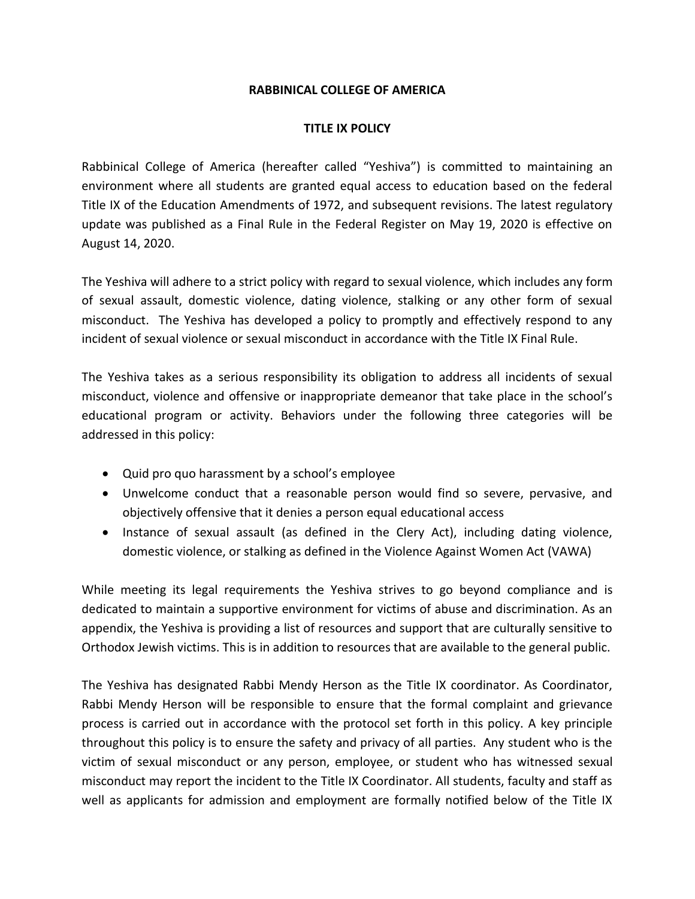# RABBINICAL COLLEGE OF AMERICA

## TITLE IX POLICY

Rabbinical College of America (hereafter called "Yeshiva") is committed to maintaining an environment where all students are granted equal access to education based on the federal Title IX of the Education Amendments of 1972, and subsequent revisions. The latest regulatory update was published as a Final Rule in the Federal Register on May 19, 2020 is effective on August 14, 2020.

The Yeshiva will adhere to a strict policy with regard to sexual violence, which includes any form of sexual assault, domestic violence, dating violence, stalking or any other form of sexual misconduct. The Yeshiva has developed a policy to promptly and effectively respond to any incident of sexual violence or sexual misconduct in accordance with the Title IX Final Rule.

The Yeshiva takes as a serious responsibility its obligation to address all incidents of sexual misconduct, violence and offensive or inappropriate demeanor that take place in the school's educational program or activity. Behaviors under the following three categories will be addressed in this policy:

- Quid pro quo harassment by a school's employee
- Unwelcome conduct that a reasonable person would find so severe, pervasive, and objectively offensive that it denies a person equal educational access
- Instance of sexual assault (as defined in the Clery Act), including dating violence, domestic violence, or stalking as defined in the Violence Against Women Act (VAWA)

While meeting its legal requirements the Yeshiva strives to go beyond compliance and is dedicated to maintain a supportive environment for victims of abuse and discrimination. As an appendix, the Yeshiva is providing a list of resources and support that are culturally sensitive to Orthodox Jewish victims. This is in addition to resources that are available to the general public.

The Yeshiva has designated Rabbi Mendy Herson as the Title IX coordinator. As Coordinator, Rabbi Mendy Herson will be responsible to ensure that the formal complaint and grievance process is carried out in accordance with the protocol set forth in this policy. A key principle throughout this policy is to ensure the safety and privacy of all parties. Any student who is the victim of sexual misconduct or any person, employee, or student who has witnessed sexual misconduct may report the incident to the Title IX Coordinator. All students, faculty and staff as well as applicants for admission and employment are formally notified below of the Title IX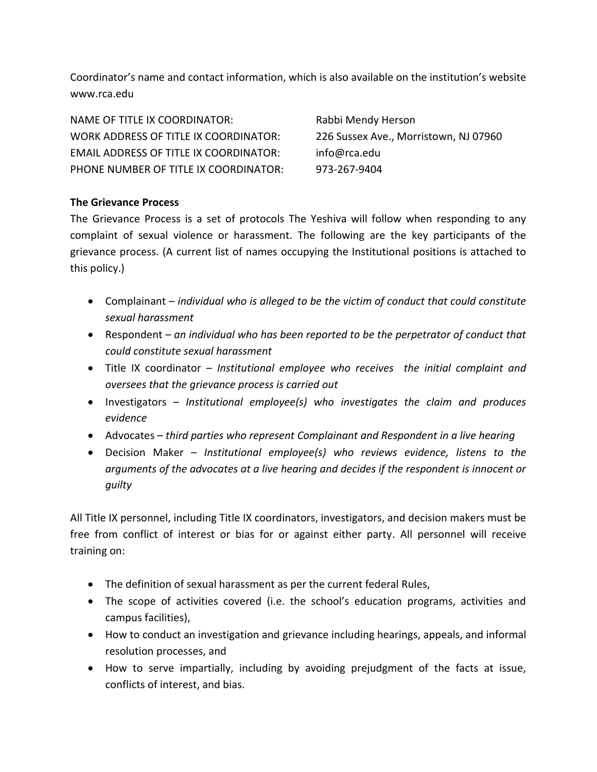Coordinator's name and contact information, which is also available on the institution's website www.rca.edu

| | |
|---|---|
| NAME OF TITLE IX COORDINATOR: | Rabbi Mendy Herson |
| WORK ADDRESS OF TITLE IX COORDINATOR: | 226 Sussex Ave., Morristown, NJ 07960 |
| EMAIL ADDRESS OF TITLE IX COORDINATOR: | info@rca.edu |
| PHONE NUMBER OF TITLE IX COORDINATOR: | 973-267-9404 |

**The Grievance Process**

The Grievance Process is a set of protocols The Yeshiva will follow when responding to any complaint of sexual violence or harassment. The following are the key participants of the grievance process. (A current list of names occupying the Institutional positions is attached to this policy.)

- Complainant – *individual who is alleged to be the victim of conduct that could constitute sexual harassment*
- Respondent – *an individual who has been reported to be the perpetrator of conduct that could constitute sexual harassment*
- Title IX coordinator – *Institutional employee who receives the initial complaint and oversees that the grievance process is carried out*
- Investigators – *Institutional employee(s) who investigates the claim and produces evidence*
- Advocates – *third parties who represent Complainant and Respondent in a live hearing*
- Decision Maker – *Institutional employee(s) who reviews evidence, listens to the arguments of the advocates at a live hearing and decides if the respondent is innocent or guilty*

All Title IX personnel, including Title IX coordinators, investigators, and decision makers must be free from conflict of interest or bias for or against either party. All personnel will receive training on:

- The definition of sexual harassment as per the current federal Rules,
- The scope of activities covered (i.e. the school's education programs, activities and campus facilities),
- How to conduct an investigation and grievance including hearings, appeals, and informal resolution processes, and
- How to serve impartially, including by avoiding prejudgment of the facts at issue, conflicts of interest, and bias.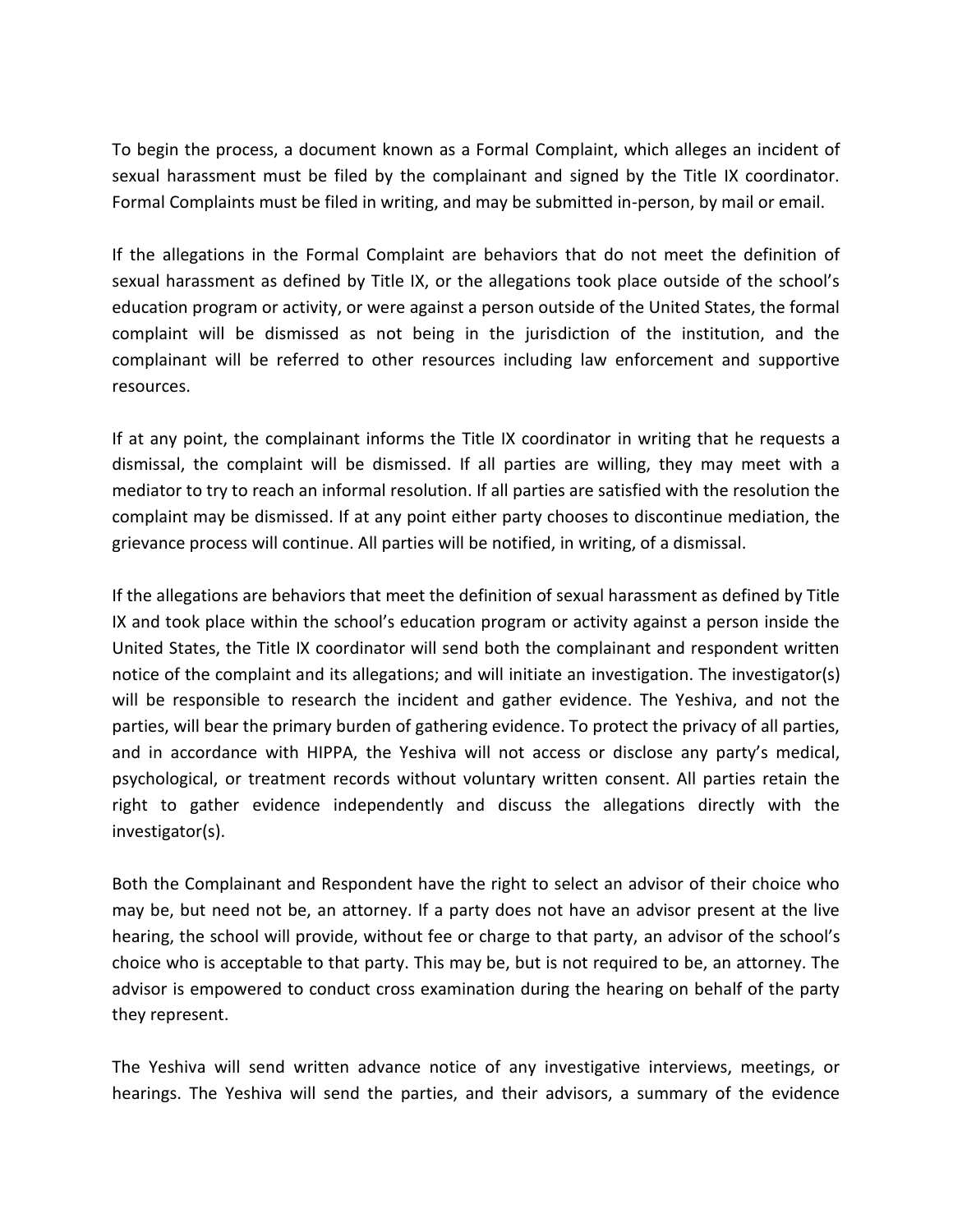To begin the process, a document known as a Formal Complaint, which alleges an incident of sexual harassment must be filed by the complainant and signed by the Title IX coordinator. Formal Complaints must be filed in writing, and may be submitted in-person, by mail or email.

If the allegations in the Formal Complaint are behaviors that do not meet the definition of sexual harassment as defined by Title IX, or the allegations took place outside of the school's education program or activity, or were against a person outside of the United States, the formal complaint will be dismissed as not being in the jurisdiction of the institution, and the complainant will be referred to other resources including law enforcement and supportive resources.

If at any point, the complainant informs the Title IX coordinator in writing that he requests a dismissal, the complaint will be dismissed. If all parties are willing, they may meet with a mediator to try to reach an informal resolution. If all parties are satisfied with the resolution the complaint may be dismissed. If at any point either party chooses to discontinue mediation, the grievance process will continue. All parties will be notified, in writing, of a dismissal.

If the allegations are behaviors that meet the definition of sexual harassment as defined by Title IX and took place within the school's education program or activity against a person inside the United States, the Title IX coordinator will send both the complainant and respondent written notice of the complaint and its allegations; and will initiate an investigation. The investigator(s) will be responsible to research the incident and gather evidence. The Yeshiva, and not the parties, will bear the primary burden of gathering evidence. To protect the privacy of all parties, and in accordance with HIPPA, the Yeshiva will not access or disclose any party's medical, psychological, or treatment records without voluntary written consent. All parties retain the right to gather evidence independently and discuss the allegations directly with the investigator(s).

Both the Complainant and Respondent have the right to select an advisor of their choice who may be, but need not be, an attorney. If a party does not have an advisor present at the live hearing, the school will provide, without fee or charge to that party, an advisor of the school's choice who is acceptable to that party. This may be, but is not required to be, an attorney. The advisor is empowered to conduct cross examination during the hearing on behalf of the party they represent.

The Yeshiva will send written advance notice of any investigative interviews, meetings, or hearings. The Yeshiva will send the parties, and their advisors, a summary of the evidence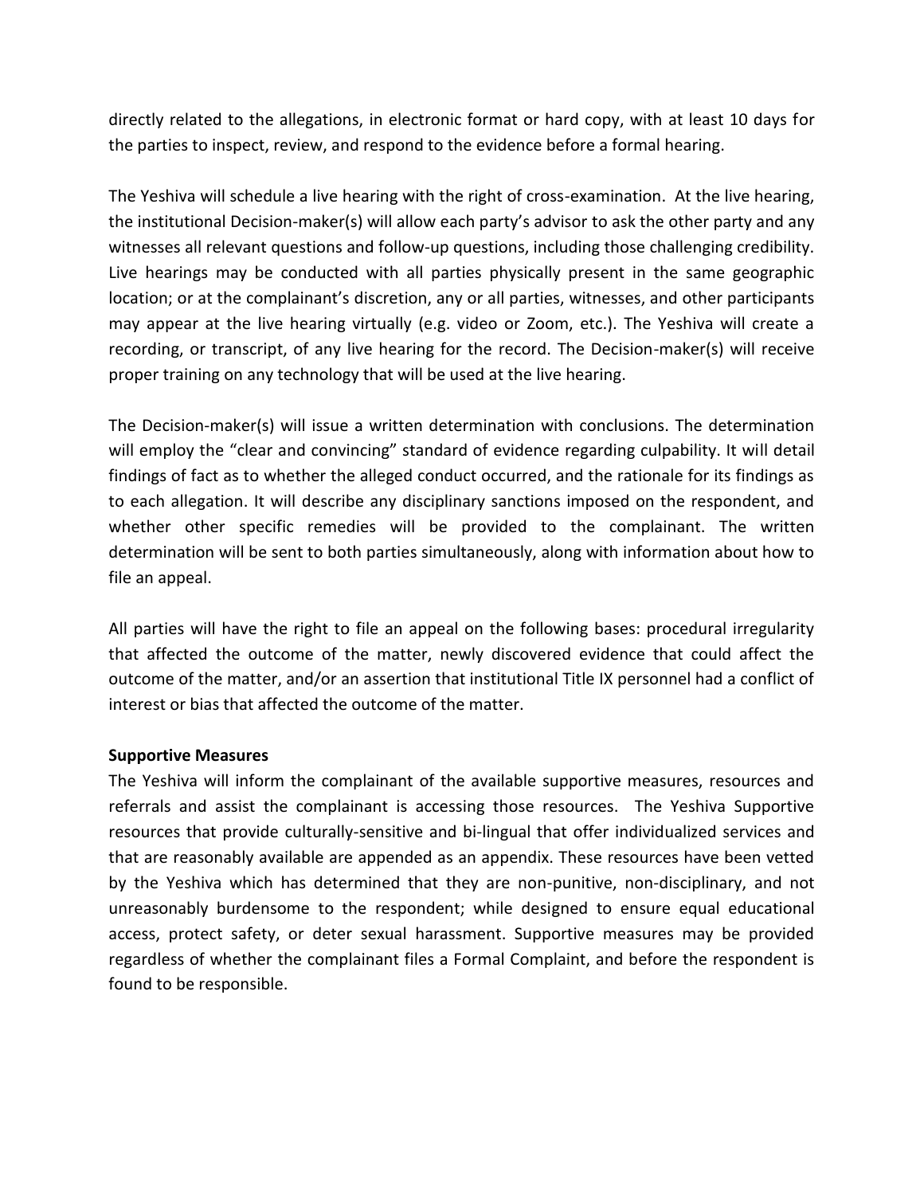directly related to the allegations, in electronic format or hard copy, with at least 10 days for the parties to inspect, review, and respond to the evidence before a formal hearing.

The Yeshiva will schedule a live hearing with the right of cross-examination. At the live hearing, the institutional Decision-maker(s) will allow each party's advisor to ask the other party and any witnesses all relevant questions and follow-up questions, including those challenging credibility. Live hearings may be conducted with all parties physically present in the same geographic location; or at the complainant's discretion, any or all parties, witnesses, and other participants may appear at the live hearing virtually (e.g. video or Zoom, etc.). The Yeshiva will create a recording, or transcript, of any live hearing for the record. The Decision-maker(s) will receive proper training on any technology that will be used at the live hearing.

The Decision-maker(s) will issue a written determination with conclusions. The determination will employ the "clear and convincing" standard of evidence regarding culpability. It will detail findings of fact as to whether the alleged conduct occurred, and the rationale for its findings as to each allegation. It will describe any disciplinary sanctions imposed on the respondent, and whether other specific remedies will be provided to the complainant. The written determination will be sent to both parties simultaneously, along with information about how to file an appeal.

All parties will have the right to file an appeal on the following bases: procedural irregularity that affected the outcome of the matter, newly discovered evidence that could affect the outcome of the matter, and/or an assertion that institutional Title IX personnel had a conflict of interest or bias that affected the outcome of the matter.

**Supportive Measures**

The Yeshiva will inform the complainant of the available supportive measures, resources and referrals and assist the complainant is accessing those resources. The Yeshiva Supportive resources that provide culturally-sensitive and bi-lingual that offer individualized services and that are reasonably available are appended as an appendix. These resources have been vetted by the Yeshiva which has determined that they are non-punitive, non-disciplinary, and not unreasonably burdensome to the respondent; while designed to ensure equal educational access, protect safety, or deter sexual harassment. Supportive measures may be provided regardless of whether the complainant files a Formal Complaint, and before the respondent is found to be responsible.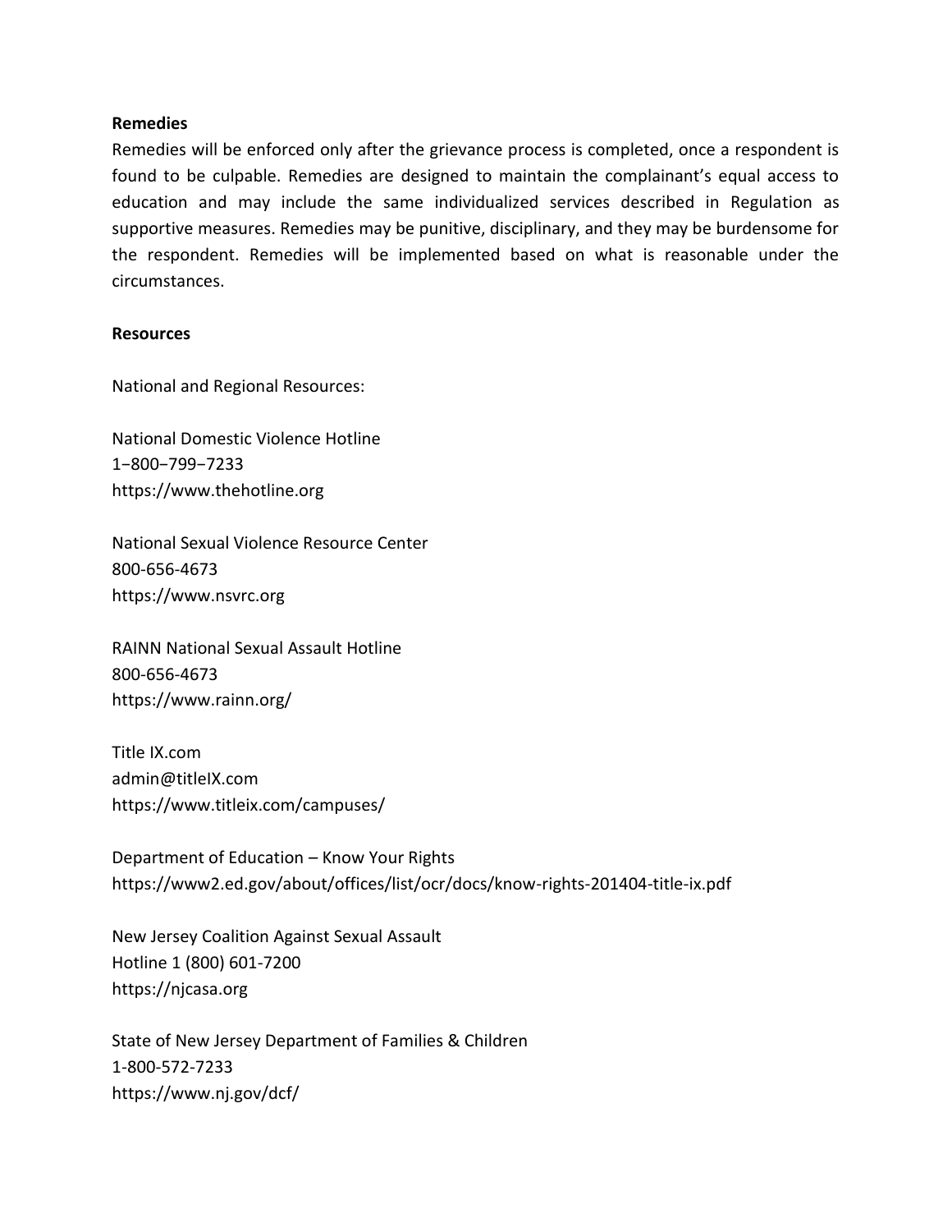**Remedies**

Remedies will be enforced only after the grievance process is completed, once a respondent is found to be culpable. Remedies are designed to maintain the complainant's equal access to education and may include the same individualized services described in Regulation as supportive measures. Remedies may be punitive, disciplinary, and they may be burdensome for the respondent. Remedies will be implemented based on what is reasonable under the circumstances.

**Resources**

National and Regional Resources:

National Domestic Violence Hotline
1−800−799−7233
https://www.thehotline.org

National Sexual Violence Resource Center
800-656-4673
https://www.nsvrc.org

RAINN National Sexual Assault Hotline
800-656-4673
https://www.rainn.org/

Title IX.com
admin@titleIX.com
https://www.titleix.com/campuses/

Department of Education – Know Your Rights
https://www2.ed.gov/about/offices/list/ocr/docs/know-rights-201404-title-ix.pdf

New Jersey Coalition Against Sexual Assault
Hotline 1 (800) 601-7200
https://njcasa.org

State of New Jersey Department of Families & Children
1-800-572-7233
https://www.nj.gov/dcf/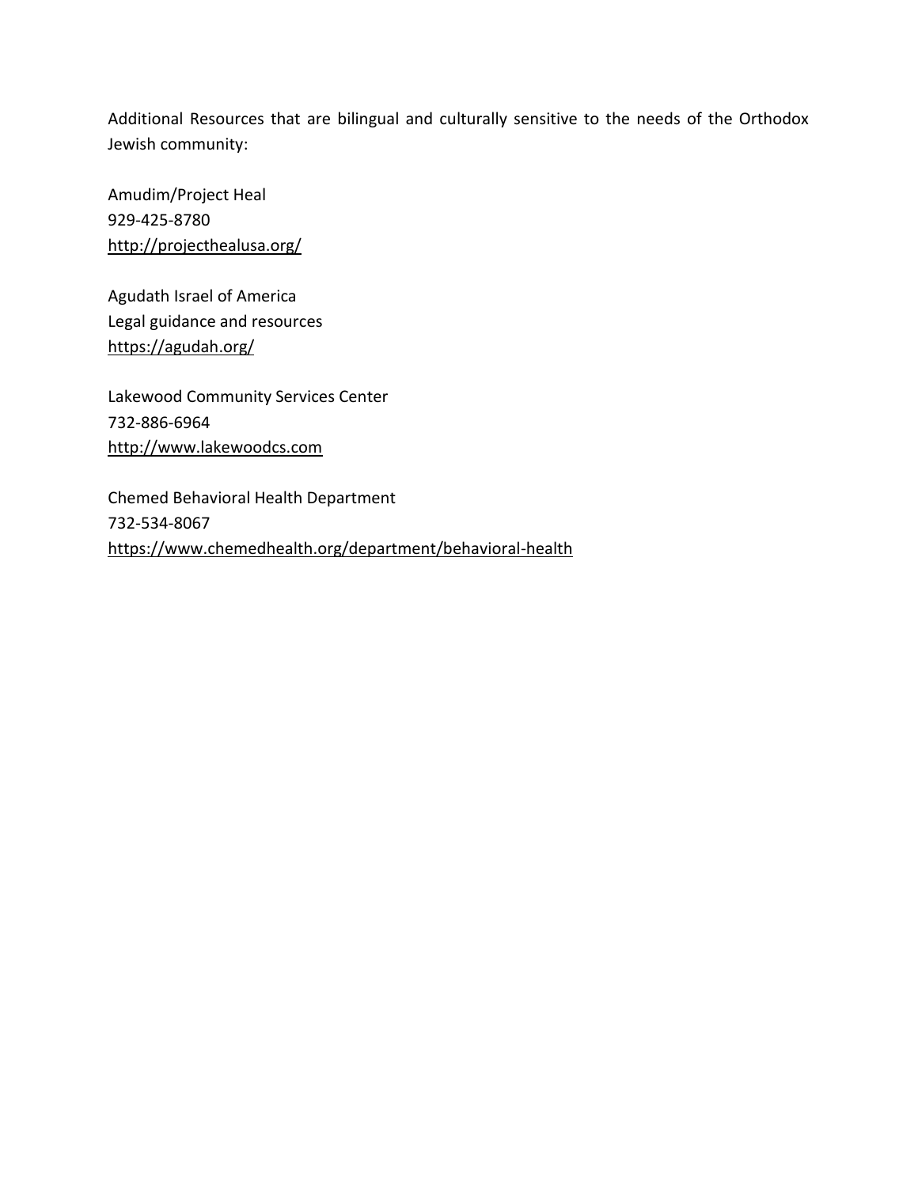Additional Resources that are bilingual and culturally sensitive to the needs of the Orthodox Jewish community:

Amudim/Project Heal  
929-425-8780  
http://projecthealusa.org/

Agudath Israel of America  
Legal guidance and resources  
https://agudah.org/

Lakewood Community Services Center  
732-886-6964  
http://www.lakewoodcs.com

Chemed Behavioral Health Department  
732-534-8067  
https://www.chemedhealth.org/department/behavioral-health